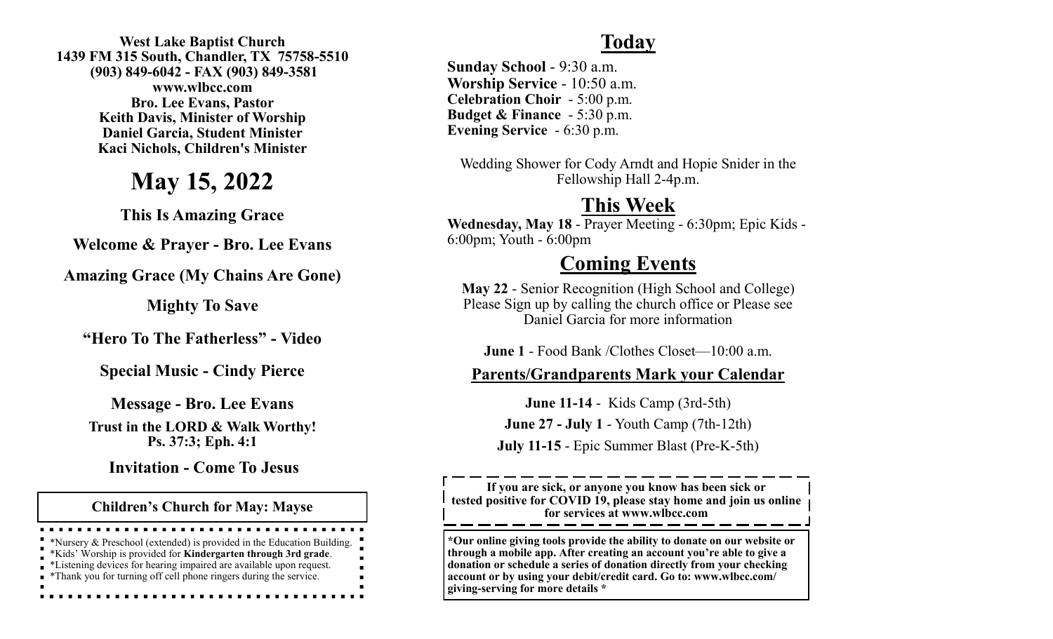**West Lake Baptist Church**
**1439 FM 315 South, Chandler, TX 75758-5510**
**(903) 849-6042 - FAX (903) 849-3581**
**www.wlbcc.com**
**Bro. Lee Evans, Pastor**
**Keith Davis, Minister of Worship**
**Daniel Garcia, Student Minister**
**Kaci Nichols, Children's Minister**

# May 15, 2022

**This Is Amazing Grace**

**Welcome & Prayer - Bro. Lee Evans**

**Amazing Grace (My Chains Are Gone)**

**Mighty To Save**

**"Hero To The Fatherless" - Video**

**Special Music - Cindy Pierce**

**Message - Bro. Lee Evans**

**Trust in the LORD & Walk Worthy!**
**Ps. 37:3; Eph. 4:1**

**Invitation - Come To Jesus**

**Children's Church for May: Mayse**

*Nursery & Preschool (extended) is provided in the Education Building.
*Kids' Worship is provided for **Kindergarten through 3rd grade**.
*Listening devices for hearing impaired are available upon request.
*Thank you for turning off cell phone ringers during the service.

## Today

**Sunday School** - 9:30 a.m.
**Worship Service** - 10:50 a.m.
**Celebration Choir** - 5:00 p.m.
**Budget & Finance** - 5:30 p.m.
**Evening Service** - 6:30 p.m.

Wedding Shower for Cody Arndt and Hopie Snider in the Fellowship Hall 2-4p.m.

## This Week

**Wednesday, May 18** - Prayer Meeting - 6:30pm; Epic Kids - 6:00pm; Youth - 6:00pm

## Coming Events

**May 22** - Senior Recognition (High School and College) Please Sign up by calling the church office or Please see Daniel Garcia for more information

**June 1** - Food Bank /Clothes Closet—10:00 a.m.

### Parents/Grandparents Mark your Calendar

**June 11-14** - Kids Camp (3rd-5th)

**June 27 - July 1** - Youth Camp (7th-12th)

**July 11-15** - Epic Summer Blast (Pre-K-5th)

**If you are sick, or anyone you know has been sick or tested positive for COVID 19, please stay home and join us online for services at www.wlbcc.com**

***Our online giving tools provide the ability to donate on our website or through a mobile app. After creating an account you're able to give a donation or schedule a series of donation directly from your checking account or by using your debit/credit card. Go to: www.wlbcc.com/giving-serving for more details ***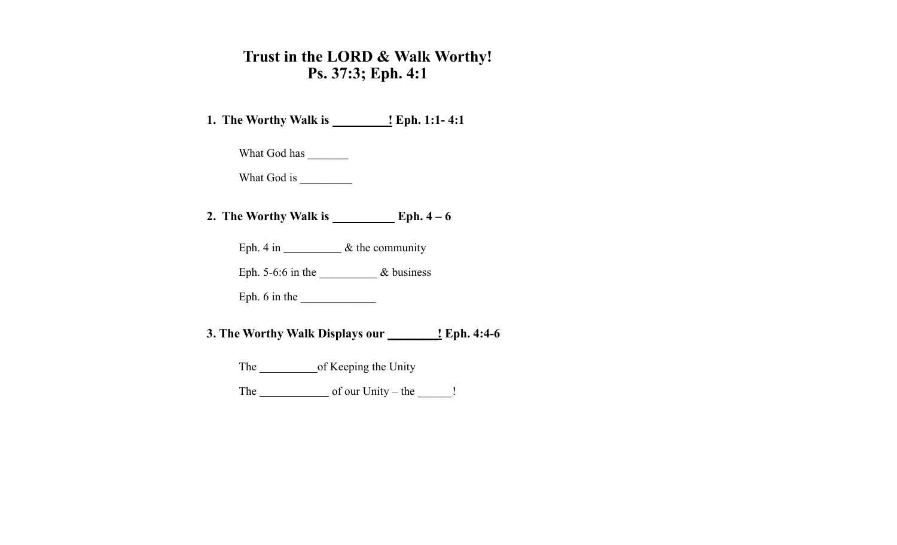# Trust in the LORD & Walk Worthy!
## Ps. 37:3; Eph. 4:1

**1. The Worthy Walk is _________! Eph. 1:1- 4:1**

What God has _______

What God is _________

**2. The Worthy Walk is __________ Eph. 4 – 6**

Eph. 4 in __________ & the community

Eph. 5-6:6 in the __________ & business

Eph. 6 in the _____________

**3. The Worthy Walk Displays our ________! Eph. 4:4-6**

The __________of Keeping the Unity

The ____________ of our Unity – the ______!